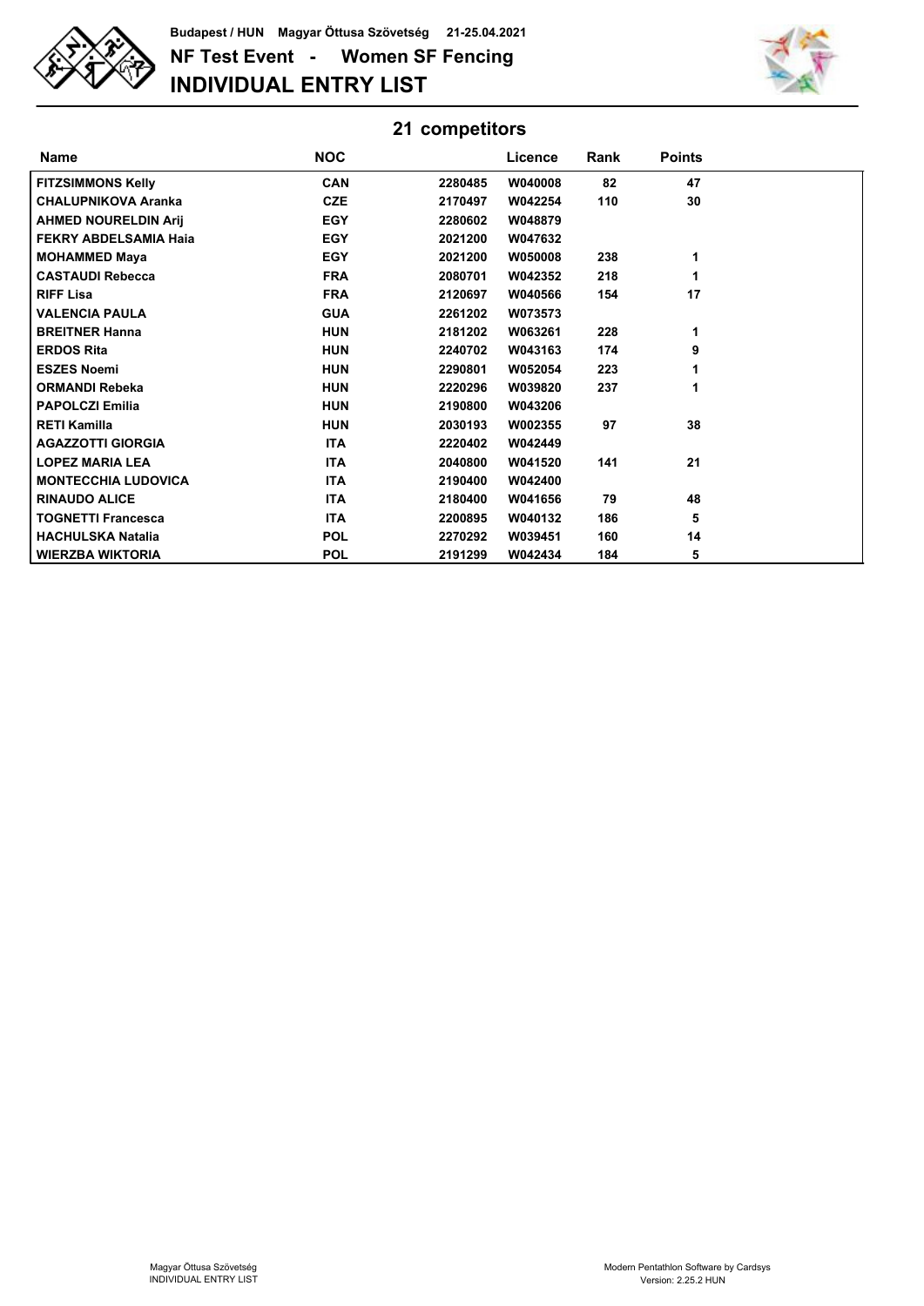Budapest / HUN Magyar Öttusa Szövetség 21-25.04.2021

# NF Test Event - Women SF Fencing

# INDIVIDUAL ENTRY LIST

## 21 competitors

| Name | NOC | | Licence | Rank | Points |
|---|---|---|---|---|---|
| FITZSIMMONS Kelly | CAN | 2280485 | W040008 | 82 | 47 |
| CHALUPNIKOVA Aranka | CZE | 2170497 | W042254 | 110 | 30 |
| AHMED NOURELDIN Arij | EGY | 2280602 | W048879 | | |
| FEKRY ABDELSAMIA Haia | EGY | 2021200 | W047632 | | |
| MOHAMMED Maya | EGY | 2021200 | W050008 | 238 | 1 |
| CASTAUDI Rebecca | FRA | 2080701 | W042352 | 218 | 1 |
| RIFF Lisa | FRA | 2120697 | W040566 | 154 | 17 |
| VALENCIA PAULA | GUA | 2261202 | W073573 | | |
| BREITNER Hanna | HUN | 2181202 | W063261 | 228 | 1 |
| ERDOS Rita | HUN | 2240702 | W043163 | 174 | 9 |
| ESZES Noemi | HUN | 2290801 | W052054 | 223 | 1 |
| ORMANDI Rebeka | HUN | 2220296 | W039820 | 237 | 1 |
| PAPOLCZI Emilia | HUN | 2190800 | W043206 | | |
| RETI Kamilla | HUN | 2030193 | W002355 | 97 | 38 |
| AGAZZOTTI GIORGIA | ITA | 2220402 | W042449 | | |
| LOPEZ MARIA LEA | ITA | 2040800 | W041520 | 141 | 21 |
| MONTECCHIA LUDOVICA | ITA | 2190400 | W042400 | | |
| RINAUDO ALICE | ITA | 2180400 | W041656 | 79 | 48 |
| TOGNETTI Francesca | ITA | 2200895 | W040132 | 186 | 5 |
| HACHULSKA Natalia | POL | 2270292 | W039451 | 160 | 14 |
| WIERZBA WIKTORIA | POL | 2191299 | W042434 | 184 | 5 |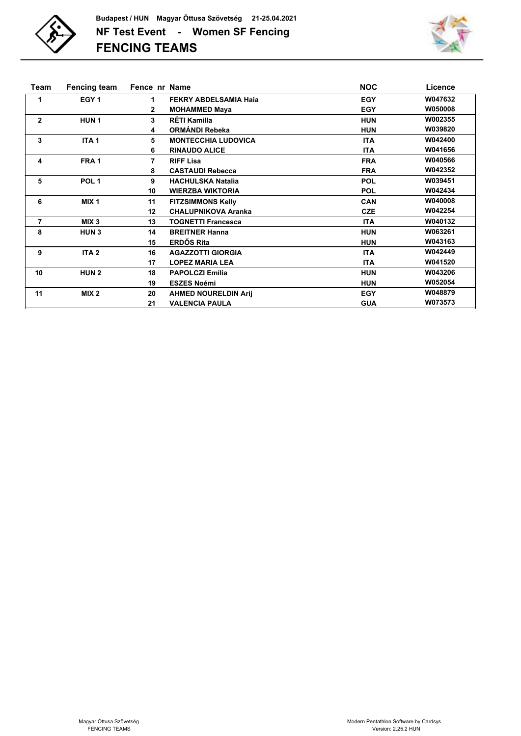Budapest / HUN Magyar Öttusa Szövetség 21-25.04.2021

# NF Test Event - Women SF Fencing

## FENCING TEAMS

| Team | Fencing team | Fence nr | Name | NOC | Licence |
|---|---|---|---|---|---|
| 1 | EGY 1 | 1 | FEKRY ABDELSAMIA Haia | EGY | W047632 |
| | | 2 | MOHAMMED Maya | EGY | W050008 |
| 2 | HUN 1 | 3 | RÉTI Kamilla | HUN | W002355 |
| | | 4 | ORMÁNDI Rebeka | HUN | W039820 |
| 3 | ITA 1 | 5 | MONTECCHIA LUDOVICA | ITA | W042400 |
| | | 6 | RINAUDO ALICE | ITA | W041656 |
| 4 | FRA 1 | 7 | RIFF Lisa | FRA | W040566 |
| | | 8 | CASTAUDI Rebecca | FRA | W042352 |
| 5 | POL 1 | 9 | HACHULSKA Natalia | POL | W039451 |
| | | 10 | WIERZBA WIKTORIA | POL | W042434 |
| 6 | MIX 1 | 11 | FITZSIMMONS Kelly | CAN | W040008 |
| | | 12 | CHALUPNIKOVA Aranka | CZE | W042254 |
| 7 | MIX 3 | 13 | TOGNETTI Francesca | ITA | W040132 |
| 8 | HUN 3 | 14 | BREITNER Hanna | HUN | W063261 |
| | | 15 | ERDŐS Rita | HUN | W043163 |
| 9 | ITA 2 | 16 | AGAZZOTTI GIORGIA | ITA | W042449 |
| | | 17 | LOPEZ MARIA LEA | ITA | W041520 |
| 10 | HUN 2 | 18 | PAPOLCZI Emília | HUN | W043206 |
| | | 19 | ESZES Noémi | HUN | W052054 |
| 11 | MIX 2 | 20 | AHMED NOURELDIN Arij | EGY | W048879 |
| | | 21 | VALENCIA PAULA | GUA | W073573 |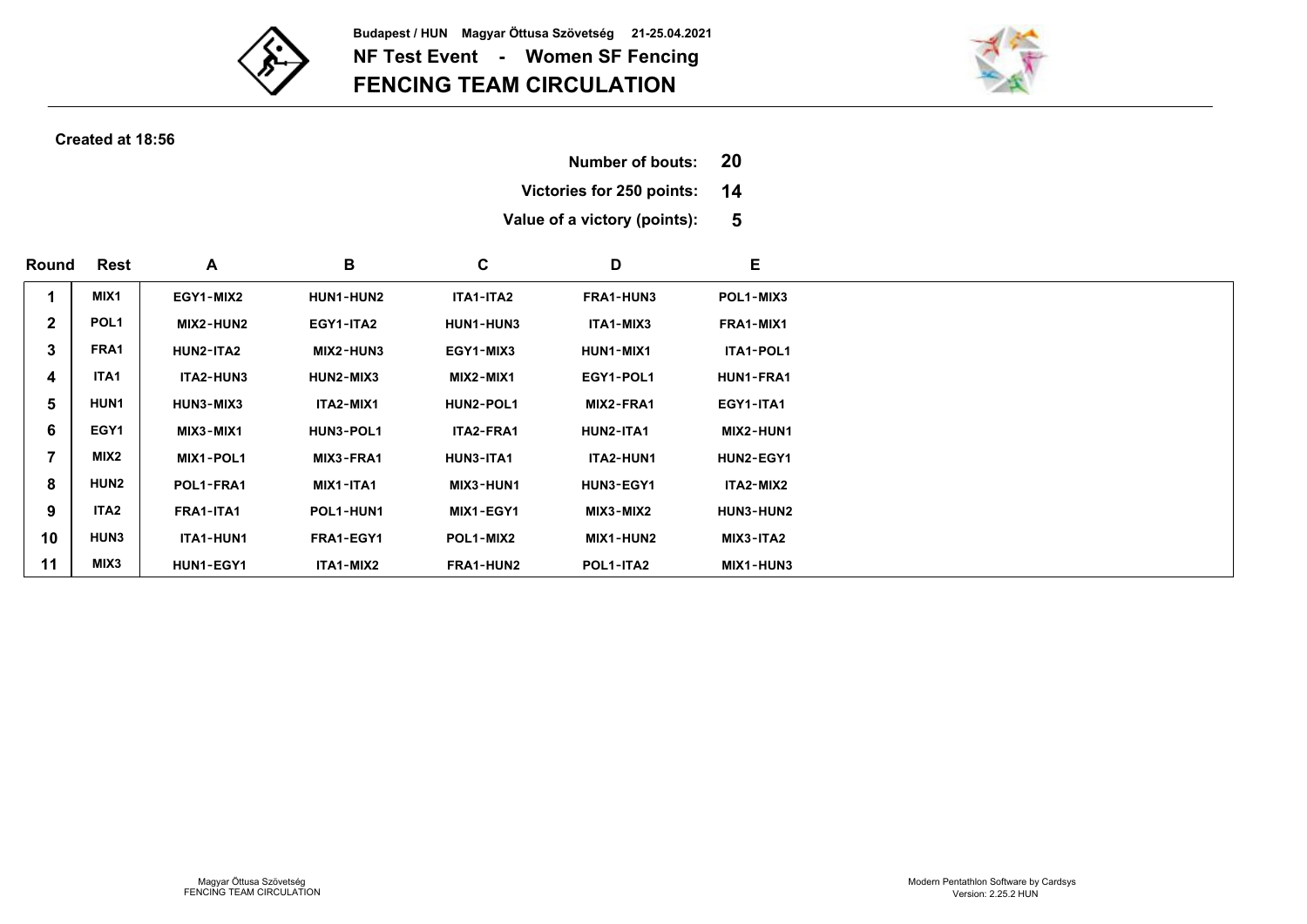Budapest / HUN Magyar Öttusa Szövetség 21-25.04.2021

# NF Test Event - Women SF Fencing

## FENCING TEAM CIRCULATION

**Created at 18:56**

**Number of bouts:** 20

**Victories for 250 points:** 14

**Value of a victory (points):** 5

| Round | Rest | A | B | C | D | E |
|---|---|---|---|---|---|---|
| 1 | MIX1 | EGY1-MIX2 | HUN1-HUN2 | ITA1-ITA2 | FRA1-HUN3 | POL1-MIX3 |
| 2 | POL1 | MIX2-HUN2 | EGY1-ITA2 | HUN1-HUN3 | ITA1-MIX3 | FRA1-MIX1 |
| 3 | FRA1 | HUN2-ITA2 | MIX2-HUN3 | EGY1-MIX3 | HUN1-MIX1 | ITA1-POL1 |
| 4 | ITA1 | ITA2-HUN3 | HUN2-MIX3 | MIX2-MIX1 | EGY1-POL1 | HUN1-FRA1 |
| 5 | HUN1 | HUN3-MIX3 | ITA2-MIX1 | HUN2-POL1 | MIX2-FRA1 | EGY1-ITA1 |
| 6 | EGY1 | MIX3-MIX1 | HUN3-POL1 | ITA2-FRA1 | HUN2-ITA1 | MIX2-HUN1 |
| 7 | MIX2 | MIX1-POL1 | MIX3-FRA1 | HUN3-ITA1 | ITA2-HUN1 | HUN2-EGY1 |
| 8 | HUN2 | POL1-FRA1 | MIX1-ITA1 | MIX3-HUN1 | HUN3-EGY1 | ITA2-MIX2 |
| 9 | ITA2 | FRA1-ITA1 | POL1-HUN1 | MIX1-EGY1 | MIX3-MIX2 | HUN3-HUN2 |
| 10 | HUN3 | ITA1-HUN1 | FRA1-EGY1 | POL1-MIX2 | MIX1-HUN2 | MIX3-ITA2 |
| 11 | MIX3 | HUN1-EGY1 | ITA1-MIX2 | FRA1-HUN2 | POL1-ITA2 | MIX1-HUN3 |